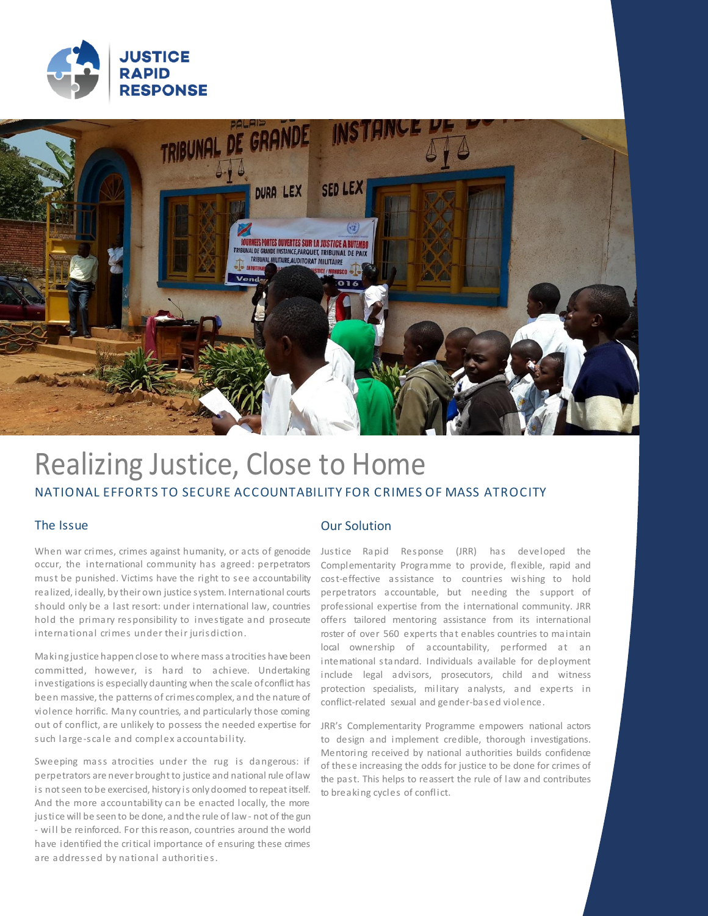JUSTICE RAPID RESPONSE

# Realizing Justice, Close to Home

## NATIONAL EFFORTS TO SECURE ACCOUNTABILITY FOR CRIMES OF MASS ATROCITY

### The Issue

When war crimes, crimes against humanity, or acts of genocide occur, the international community has agreed: perpetrators must be punished. Victims have the right to see accountability realized, ideally, by their own justice system. International courts should only be a last resort: under international law, countries hold the primary responsibility to investigate and prosecute international crimes under their jurisdiction.

Making justice happen close to where mass atrocities have been committed, however, is hard to achieve. Undertaking investigations is especially daunting when the scale of conflict has been massive, the patterns of crimes complex, and the nature of violence horrific. Many countries, and particularly those coming out of conflict, are unlikely to possess the needed expertise for such large-scale and complex accountability.

Sweeping mass atrocities under the rug is dangerous: if perpetrators are never brought to justice and national rule of law is not seen to be exercised, history is only doomed to repeat itself. And the more accountability can be enacted locally, the more justice will be seen to be done, and the rule of law - not of the gun - will be reinforced. For this reason, countries around the world have identified the critical importance of ensuring these crimes are addressed by national authorities.

### Our Solution

Justice Rapid Response (JRR) has developed the Complementarity Programme to provide, flexible, rapid and cost-effective assistance to countries wishing to hold perpetrators accountable, but needing the support of professional expertise from the international community. JRR offers tailored mentoring assistance from its international roster of over 560 experts that enables countries to maintain local ownership of accountability, performed at an international standard. Individuals available for deployment include legal advisors, prosecutors, child and witness protection specialists, military analysts, and experts in conflict-related sexual and gender-based violence.

JRR's Complementarity Programme empowers national actors to design and implement credible, thorough investigations. Mentoring received by national authorities builds confidence of these increasing the odds for justice to be done for crimes of the past. This helps to reassert the rule of law and contributes to breaking cycles of conflict.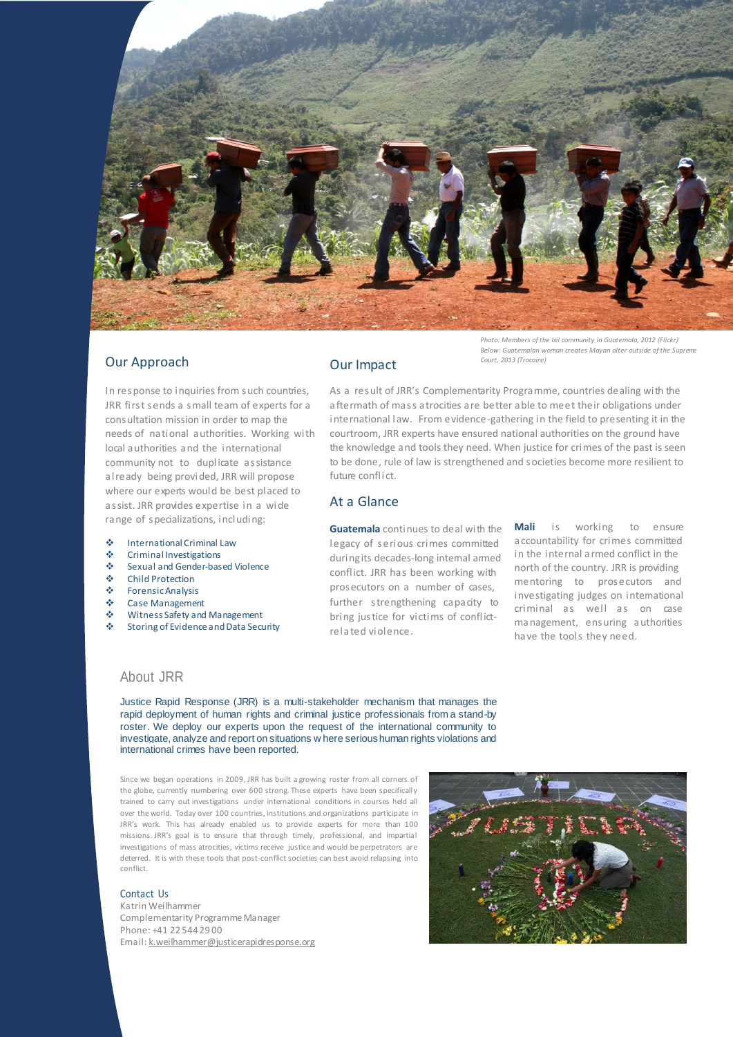*Photo: Members of the Ixil community in Guatemala, 2012 (Flickr)*
*Below: Guatemalan woman creates Mayan alter outside of the Supreme Court, 2013 (Trocaire)*

## Our Approach

In response to inquiries from such countries, JRR first sends a small team of experts for a consultation mission in order to map the needs of national authorities. Working with local authorities and the international community not to duplicate assistance already being provided, JRR will propose where our experts would be best placed to assist. JRR provides expertise in a wide range of specializations, including:

- International Criminal Law
- Criminal Investigations
- Sexual and Gender-based Violence
- Child Protection
- Forensic Analysis
- Case Management
- Witness Safety and Management
- Storing of Evidence and Data Security

## Our Impact

As a result of JRR's Complementarity Programme, countries dealing with the aftermath of mass atrocities are better able to meet their obligations under international law. From evidence-gathering in the field to presenting it in the courtroom, JRR experts have ensured national authorities on the ground have the knowledge and tools they need. When justice for crimes of the past is seen to be done, rule of law is strengthened and societies become more resilient to future conflict.

## At a Glance

**Guatemala** continues to deal with the legacy of serious crimes committed during its decades-long internal armed conflict. JRR has been working with prosecutors on a number of cases, further strengthening capacity to bring justice for victims of conflict-related violence.

**Mali** is working to ensure accountability for crimes committed in the internal armed conflict in the north of the country. JRR is providing mentoring to prosecutors and investigating judges on international criminal as well as on case management, ensuring authorities have the tools they need.

## About JRR

Justice Rapid Response (JRR) is a multi-stakeholder mechanism that manages the rapid deployment of human rights and criminal justice professionals from a stand-by roster. We deploy our experts upon the request of the international community to investigate, analyze and report on situations where serious human rights violations and international crimes have been reported.

Since we began operations in 2009, JRR has built a growing roster from all corners of the globe, currently numbering over 600 strong. These experts have been specifically trained to carry out investigations under international conditions in courses held all over the world. Today over 100 countries, institutions and organizations participate in JRR's work. This has already enabled us to provide experts for more than 100 missions. JRR's goal is to ensure that through timely, professional, and impartial investigations of mass atrocities, victims receive justice and would be perpetrators are deterred. It is with these tools that post-conflict societies can best avoid relapsing into conflict.

### Contact Us

Katrin Weilhammer
Complementarity Programme Manager
Phone: +41 22 544 29 00
Email: k.weilhammer@justicerapidresponse.org